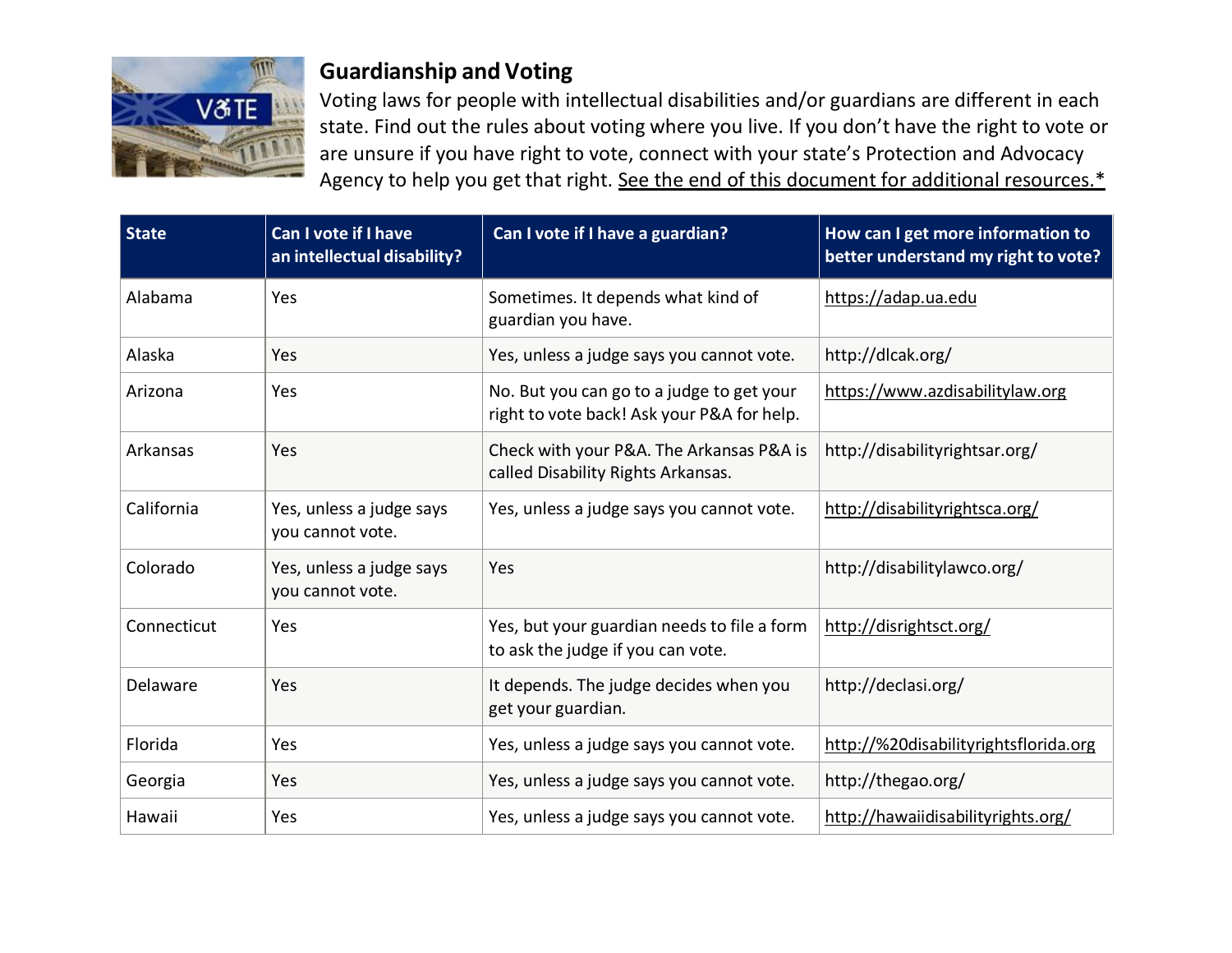## Guardianship and Voting

Voting laws for people with intellectual disabilities and/or guardians are different in each state. Find out the rules about voting where you live. If you don't have the right to vote or are unsure if you have right to vote, connect with your state's Protection and Advocacy Agency to help you get that right. See the end of this document for additional resources.*

| State | Can I vote if I have an intellectual disability? | Can I vote if I have a guardian? | How can I get more information to better understand my right to vote? |
|---|---|---|---|
| Alabama | Yes | Sometimes. It depends what kind of guardian you have. | https://adap.ua.edu |
| Alaska | Yes | Yes, unless a judge says you cannot vote. | http://dlcak.org/ |
| Arizona | Yes | No. But you can go to a judge to get your right to vote back! Ask your P&A for help. | https://www.azdisabilitylaw.org |
| Arkansas | Yes | Check with your P&A. The Arkansas P&A is called Disability Rights Arkansas. | http://disabilityrightsar.org/ |
| California | Yes, unless a judge says you cannot vote. | Yes, unless a judge says you cannot vote. | http://disabilityrightsca.org/ |
| Colorado | Yes, unless a judge says you cannot vote. | Yes | http://disabilitylawco.org/ |
| Connecticut | Yes | Yes, but your guardian needs to file a form to ask the judge if you can vote. | http://disrightsct.org/ |
| Delaware | Yes | It depends. The judge decides when you get your guardian. | http://declasi.org/ |
| Florida | Yes | Yes, unless a judge says you cannot vote. | http://%20disabilityrightsflorida.org |
| Georgia | Yes | Yes, unless a judge says you cannot vote. | http://thegao.org/ |
| Hawaii | Yes | Yes, unless a judge says you cannot vote. | http://hawaiidisabilityrights.org/ |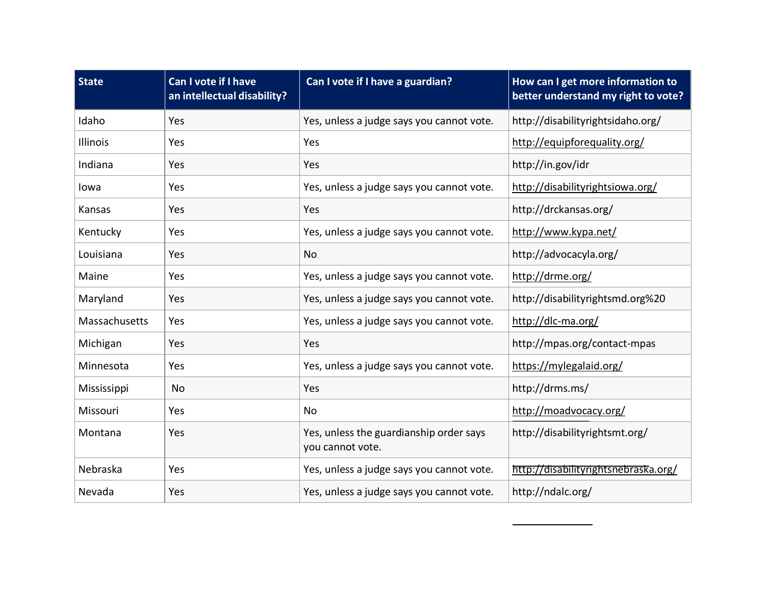| State | Can I vote if I have an intellectual disability? | Can I vote if I have a guardian? | How can I get more information to better understand my right to vote? |
|---|---|---|---|
| Idaho | Yes | Yes, unless a judge says you cannot vote. | http://disabilityrightsidaho.org/ |
| Illinois | Yes | Yes | http://equipforequality.org/ |
| Indiana | Yes | Yes | http://in.gov/idr |
| Iowa | Yes | Yes, unless a judge says you cannot vote. | http://disabilityrightsiowa.org/ |
| Kansas | Yes | Yes | http://drckansas.org/ |
| Kentucky | Yes | Yes, unless a judge says you cannot vote. | http://www.kypa.net/ |
| Louisiana | Yes | No | http://advocacyla.org/ |
| Maine | Yes | Yes, unless a judge says you cannot vote. | http://drme.org/ |
| Maryland | Yes | Yes, unless a judge says you cannot vote. | http://disabilityrightsmd.org%20 |
| Massachusetts | Yes | Yes, unless a judge says you cannot vote. | http://dlc-ma.org/ |
| Michigan | Yes | Yes | http://mpas.org/contact-mpas |
| Minnesota | Yes | Yes, unless a judge says you cannot vote. | https://mylegalaid.org/ |
| Mississippi | No | Yes | http://drms.ms/ |
| Missouri | Yes | No | http://moadvocacy.org/ |
| Montana | Yes | Yes, unless the guardianship order says you cannot vote. | http://disabilityrightsmt.org/ |
| Nebraska | Yes | Yes, unless a judge says you cannot vote. | http://disabilityrightsnebraska.org/ |
| Nevada | Yes | Yes, unless a judge says you cannot vote. | http://ndalc.org/ |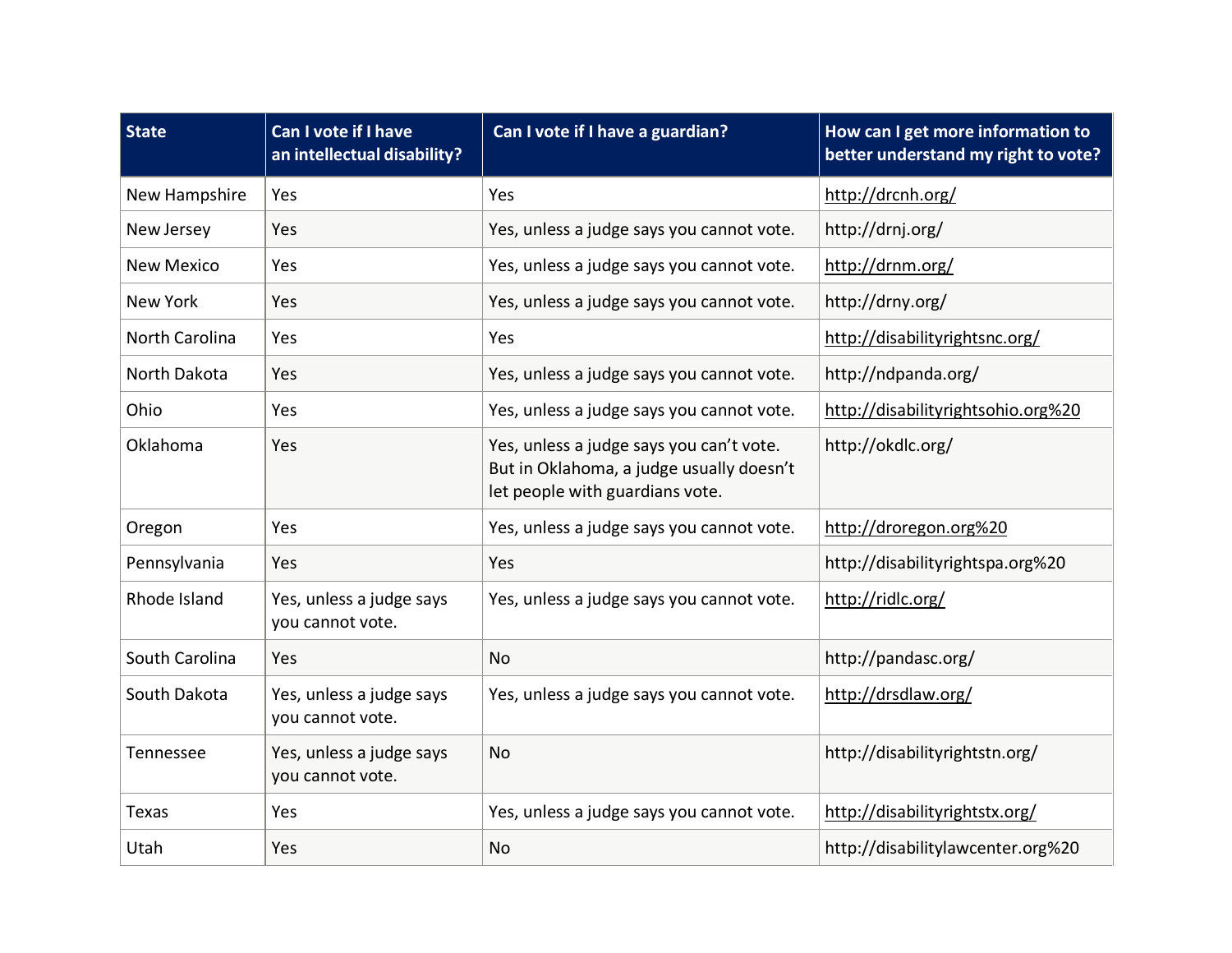| State | Can I vote if I have an intellectual disability? | Can I vote if I have a guardian? | How can I get more information to better understand my right to vote? |
|---|---|---|---|
| New Hampshire | Yes | Yes | http://drcnh.org/ |
| New Jersey | Yes | Yes, unless a judge says you cannot vote. | http://drnj.org/ |
| New Mexico | Yes | Yes, unless a judge says you cannot vote. | http://drnm.org/ |
| New York | Yes | Yes, unless a judge says you cannot vote. | http://drny.org/ |
| North Carolina | Yes | Yes | http://disabilityrightsnc.org/ |
| North Dakota | Yes | Yes, unless a judge says you cannot vote. | http://ndpanda.org/ |
| Ohio | Yes | Yes, unless a judge says you cannot vote. | http://disabilityrightsohio.org%20 |
| Oklahoma | Yes | Yes, unless a judge says you can't vote. But in Oklahoma, a judge usually doesn't let people with guardians vote. | http://okdlc.org/ |
| Oregon | Yes | Yes, unless a judge says you cannot vote. | http://droregon.org%20 |
| Pennsylvania | Yes | Yes | http://disabilityrightspa.org%20 |
| Rhode Island | Yes, unless a judge says you cannot vote. | Yes, unless a judge says you cannot vote. | http://ridlc.org/ |
| South Carolina | Yes | No | http://pandasc.org/ |
| South Dakota | Yes, unless a judge says you cannot vote. | Yes, unless a judge says you cannot vote. | http://drsdlaw.org/ |
| Tennessee | Yes, unless a judge says you cannot vote. | No | http://disabilityrightstn.org/ |
| Texas | Yes | Yes, unless a judge says you cannot vote. | http://disabilityrightstx.org/ |
| Utah | Yes | No | http://disabilitylawcenter.org%20 |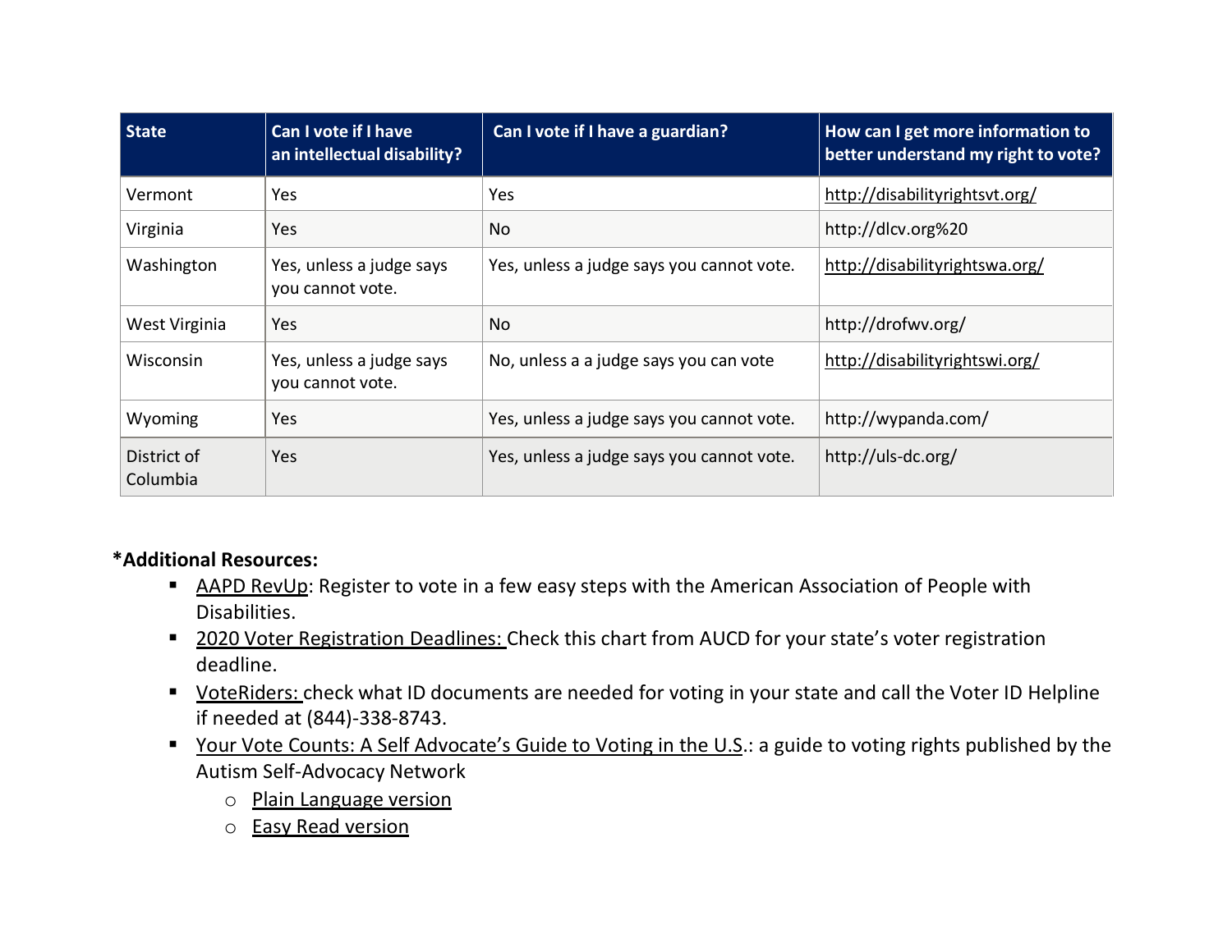| State | Can I vote if I have an intellectual disability? | Can I vote if I have a guardian? | How can I get more information to better understand my right to vote? |
|---|---|---|---|
| Vermont | Yes | Yes | http://disabilityrightsvt.org/ |
| Virginia | Yes | No | http://dlcv.org%20 |
| Washington | Yes, unless a judge says you cannot vote. | Yes, unless a judge says you cannot vote. | http://disabilityrightswa.org/ |
| West Virginia | Yes | No | http://drofwv.org/ |
| Wisconsin | Yes, unless a judge says you cannot vote. | No, unless a a judge says you can vote | http://disabilityrightswi.org/ |
| Wyoming | Yes | Yes, unless a judge says you cannot vote. | http://wypanda.com/ |
| District of Columbia | Yes | Yes, unless a judge says you cannot vote. | http://uls-dc.org/ |

**\*Additional Resources:**

- AAPD RevUp: Register to vote in a few easy steps with the American Association of People with Disabilities.
- 2020 Voter Registration Deadlines: Check this chart from AUCD for your state's voter registration deadline.
- VoteRiders: check what ID documents are needed for voting in your state and call the Voter ID Helpline if needed at (844)-338-8743.
- Your Vote Counts: A Self Advocate's Guide to Voting in the U.S.: a guide to voting rights published by the Autism Self-Advocacy Network
  - Plain Language version
  - Easy Read version